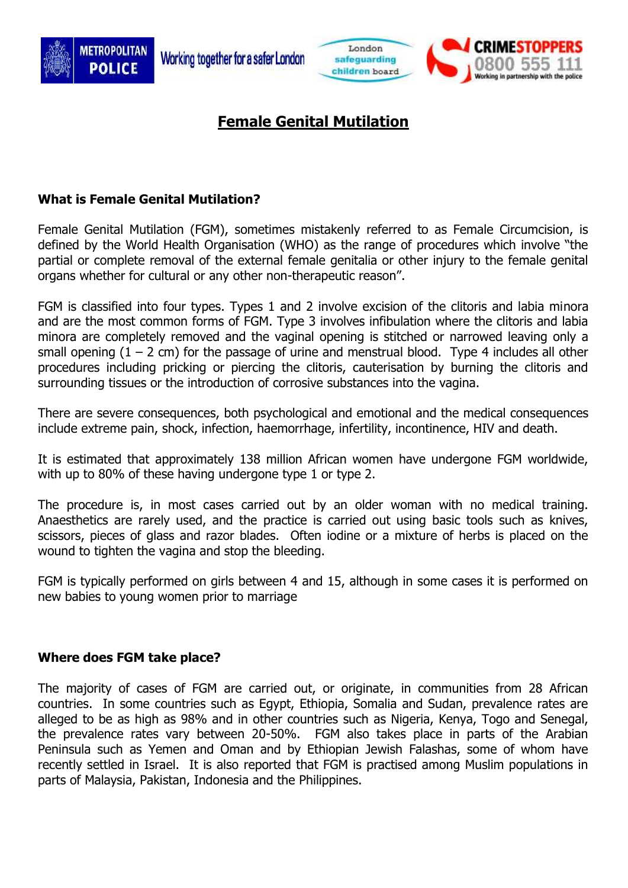# Female Genital Mutilation

## What is Female Genital Mutilation?

Female Genital Mutilation (FGM), sometimes mistakenly referred to as Female Circumcision, is defined by the World Health Organisation (WHO) as the range of procedures which involve "the partial or complete removal of the external female genitalia or other injury to the female genital organs whether for cultural or any other non-therapeutic reason".

FGM is classified into four types. Types 1 and 2 involve excision of the clitoris and labia minora and are the most common forms of FGM. Type 3 involves infibulation where the clitoris and labia minora are completely removed and the vaginal opening is stitched or narrowed leaving only a small opening (1 – 2 cm) for the passage of urine and menstrual blood. Type 4 includes all other procedures including pricking or piercing the clitoris, cauterisation by burning the clitoris and surrounding tissues or the introduction of corrosive substances into the vagina.

There are severe consequences, both psychological and emotional and the medical consequences include extreme pain, shock, infection, haemorrhage, infertility, incontinence, HIV and death.

It is estimated that approximately 138 million African women have undergone FGM worldwide, with up to 80% of these having undergone type 1 or type 2.

The procedure is, in most cases carried out by an older woman with no medical training. Anaesthetics are rarely used, and the practice is carried out using basic tools such as knives, scissors, pieces of glass and razor blades. Often iodine or a mixture of herbs is placed on the wound to tighten the vagina and stop the bleeding.

FGM is typically performed on girls between 4 and 15, although in some cases it is performed on new babies to young women prior to marriage

## Where does FGM take place?

The majority of cases of FGM are carried out, or originate, in communities from 28 African countries. In some countries such as Egypt, Ethiopia, Somalia and Sudan, prevalence rates are alleged to be as high as 98% and in other countries such as Nigeria, Kenya, Togo and Senegal, the prevalence rates vary between 20-50%. FGM also takes place in parts of the Arabian Peninsula such as Yemen and Oman and by Ethiopian Jewish Falashas, some of whom have recently settled in Israel. It is also reported that FGM is practised among Muslim populations in parts of Malaysia, Pakistan, Indonesia and the Philippines.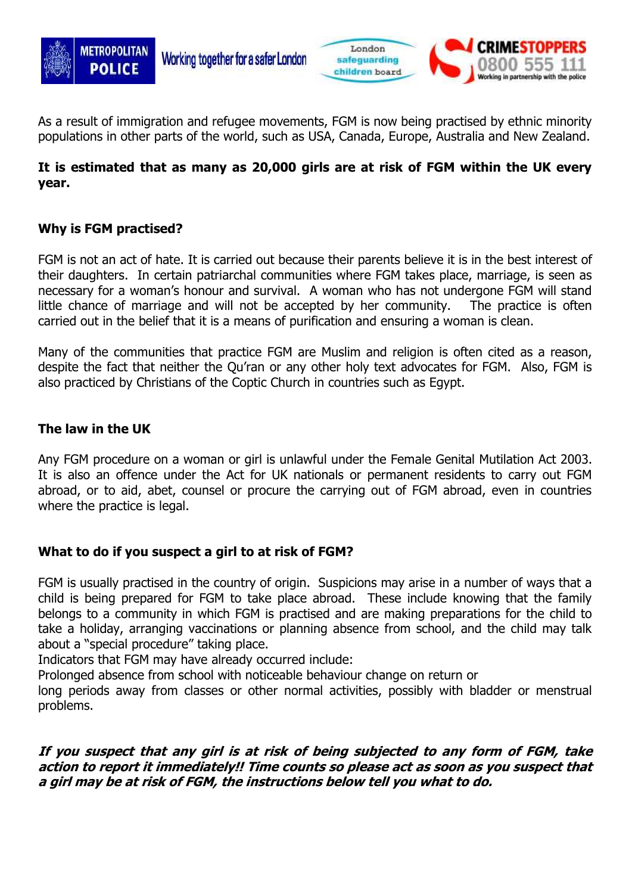As a result of immigration and refugee movements, FGM is now being practised by ethnic minority populations in other parts of the world, such as USA, Canada, Europe, Australia and New Zealand.

**It is estimated that as many as 20,000 girls are at risk of FGM within the UK every year.**

### Why is FGM practised?

FGM is not an act of hate. It is carried out because their parents believe it is in the best interest of their daughters. In certain patriarchal communities where FGM takes place, marriage, is seen as necessary for a woman's honour and survival. A woman who has not undergone FGM will stand little chance of marriage and will not be accepted by her community. The practice is often carried out in the belief that it is a means of purification and ensuring a woman is clean.

Many of the communities that practice FGM are Muslim and religion is often cited as a reason, despite the fact that neither the Qu'ran or any other holy text advocates for FGM. Also, FGM is also practiced by Christians of the Coptic Church in countries such as Egypt.

### The law in the UK

Any FGM procedure on a woman or girl is unlawful under the Female Genital Mutilation Act 2003. It is also an offence under the Act for UK nationals or permanent residents to carry out FGM abroad, or to aid, abet, counsel or procure the carrying out of FGM abroad, even in countries where the practice is legal.

### What to do if you suspect a girl to at risk of FGM?

FGM is usually practised in the country of origin. Suspicions may arise in a number of ways that a child is being prepared for FGM to take place abroad. These include knowing that the family belongs to a community in which FGM is practised and are making preparations for the child to take a holiday, arranging vaccinations or planning absence from school, and the child may talk about a "special procedure" taking place.

Indicators that FGM may have already occurred include:

Prolonged absence from school with noticeable behaviour change on return or

long periods away from classes or other normal activities, possibly with bladder or menstrual problems.

***If you suspect that any girl is at risk of being subjected to any form of FGM, take action to report it immediately!! Time counts so please act as soon as you suspect that a girl may be at risk of FGM, the instructions below tell you what to do.***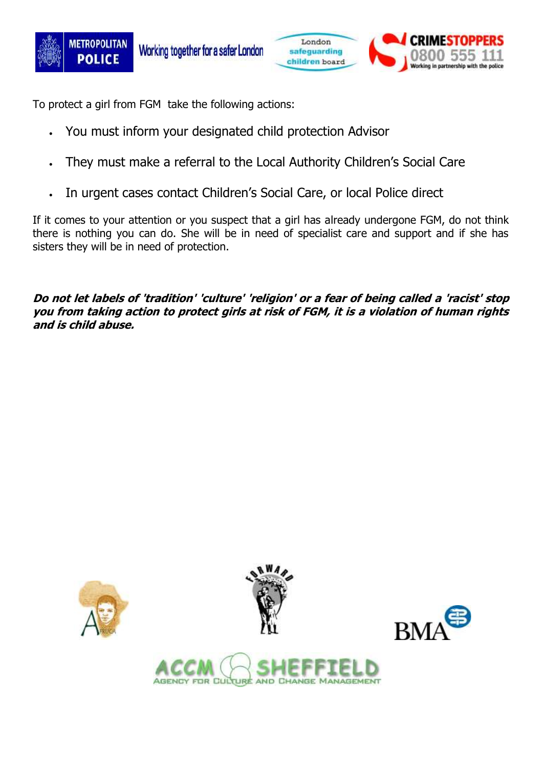To protect a girl from FGM take the following actions:

- You must inform your designated child protection Advisor
- They must make a referral to the Local Authority Children's Social Care
- In urgent cases contact Children's Social Care, or local Police direct

If it comes to your attention or you suspect that a girl has already undergone FGM, do not think there is nothing you can do. She will be in need of specialist care and support and if she has sisters they will be in need of protection.

***Do not let labels of 'tradition' 'culture' 'religion' or a fear of being called a 'racist' stop you from taking action to protect girls at risk of FGM, it is a violation of human rights and is child abuse.***